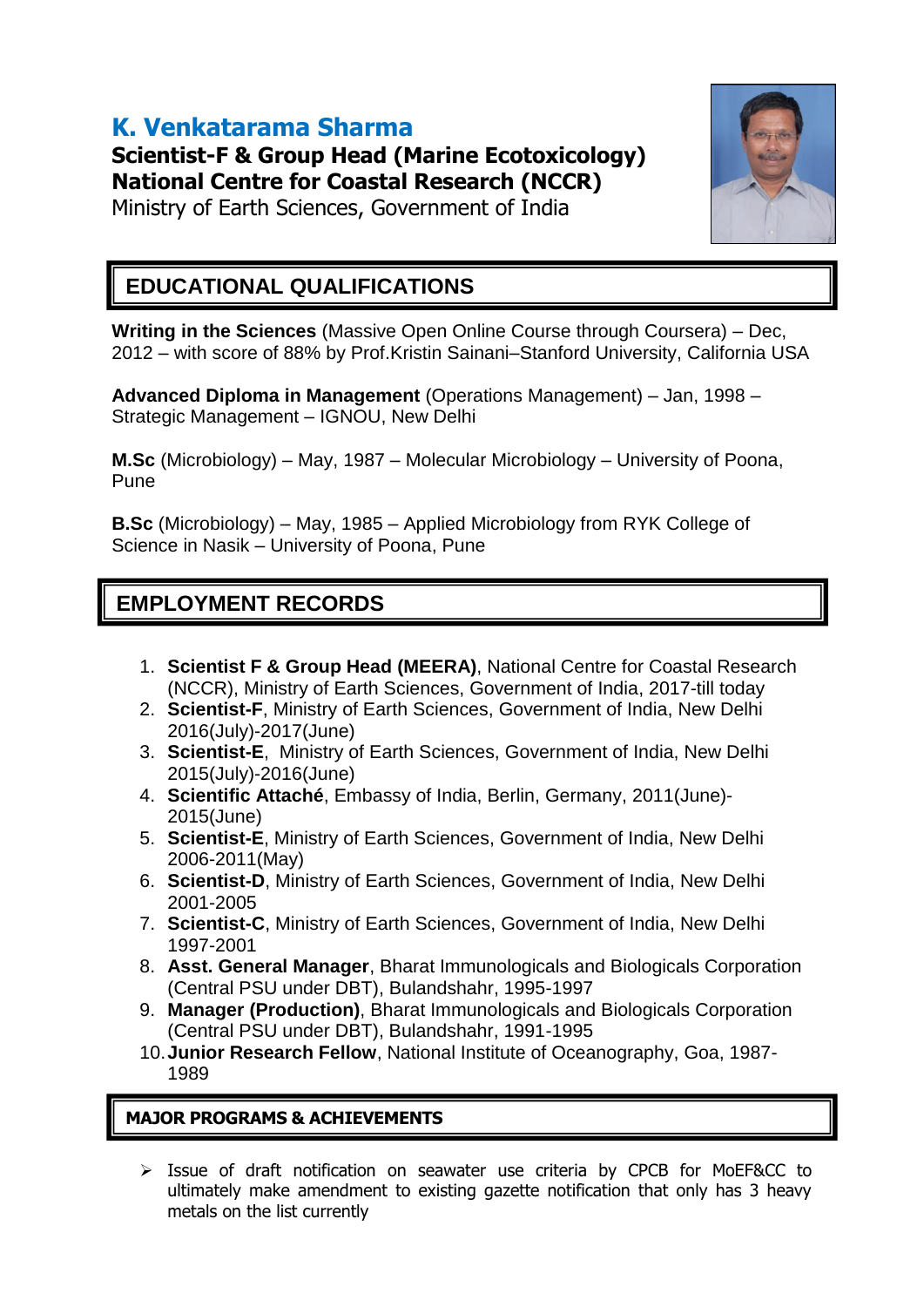# K. Venkatarama Sharma

**Scientist-F & Group Head (Marine Ecotoxicology)**
**National Centre for Coastal Research (NCCR)**
Ministry of Earth Sciences, Government of India

## EDUCATIONAL QUALIFICATIONS

**Writing in the Sciences** (Massive Open Online Course through Coursera) – Dec, 2012 – with score of 88% by Prof.Kristin Sainani–Stanford University, California USA

**Advanced Diploma in Management** (Operations Management) – Jan, 1998 – Strategic Management – IGNOU, New Delhi

**M.Sc** (Microbiology) – May, 1987 – Molecular Microbiology – University of Poona, Pune

**B.Sc** (Microbiology) – May, 1985 – Applied Microbiology from RYK College of Science in Nasik – University of Poona, Pune

## EMPLOYMENT RECORDS

1. **Scientist F & Group Head (MEERA)**, National Centre for Coastal Research (NCCR), Ministry of Earth Sciences, Government of India, 2017-till today
2. **Scientist-F**, Ministry of Earth Sciences, Government of India, New Delhi 2016(July)-2017(June)
3. **Scientist-E**, Ministry of Earth Sciences, Government of India, New Delhi 2015(July)-2016(June)
4. **Scientific Attaché**, Embassy of India, Berlin, Germany, 2011(June)-2015(June)
5. **Scientist-E**, Ministry of Earth Sciences, Government of India, New Delhi 2006-2011(May)
6. **Scientist-D**, Ministry of Earth Sciences, Government of India, New Delhi 2001-2005
7. **Scientist-C**, Ministry of Earth Sciences, Government of India, New Delhi 1997-2001
8. **Asst. General Manager**, Bharat Immunologicals and Biologicals Corporation (Central PSU under DBT), Bulandshahr, 1995-1997
9. **Manager (Production)**, Bharat Immunologicals and Biologicals Corporation (Central PSU under DBT), Bulandshahr, 1991-1995
10. **Junior Research Fellow**, National Institute of Oceanography, Goa, 1987-1989

## MAJOR PROGRAMS & ACHIEVEMENTS

- Issue of draft notification on seawater use criteria by CPCB for MoEF&CC to ultimately make amendment to existing gazette notification that only has 3 heavy metals on the list currently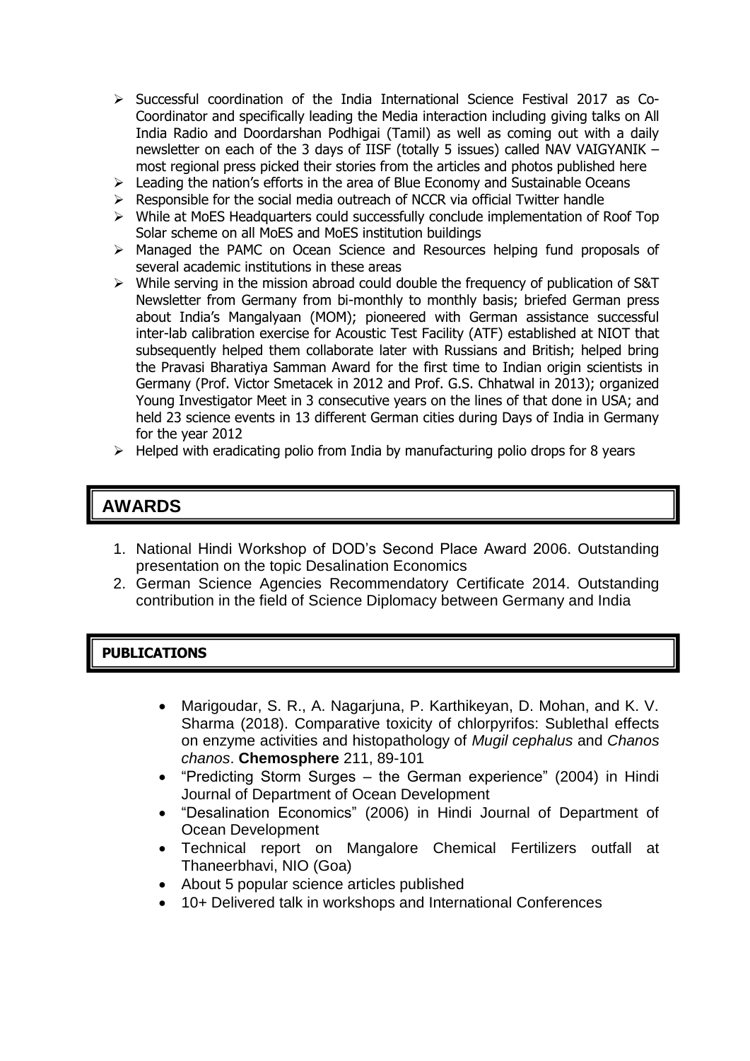- Successful coordination of the India International Science Festival 2017 as Co-Coordinator and specifically leading the Media interaction including giving talks on All India Radio and Doordarshan Podhigai (Tamil) as well as coming out with a daily newsletter on each of the 3 days of IISF (totally 5 issues) called NAV VAIGYANIK – most regional press picked their stories from the articles and photos published here
- Leading the nation's efforts in the area of Blue Economy and Sustainable Oceans
- Responsible for the social media outreach of NCCR via official Twitter handle
- While at MoES Headquarters could successfully conclude implementation of Roof Top Solar scheme on all MoES and MoES institution buildings
- Managed the PAMC on Ocean Science and Resources helping fund proposals of several academic institutions in these areas
- While serving in the mission abroad could double the frequency of publication of S&T Newsletter from Germany from bi-monthly to monthly basis; briefed German press about India's Mangalyaan (MOM); pioneered with German assistance successful inter-lab calibration exercise for Acoustic Test Facility (ATF) established at NIOT that subsequently helped them collaborate later with Russians and British; helped bring the Pravasi Bharatiya Samman Award for the first time to Indian origin scientists in Germany (Prof. Victor Smetacek in 2012 and Prof. G.S. Chhatwal in 2013); organized Young Investigator Meet in 3 consecutive years on the lines of that done in USA; and held 23 science events in 13 different German cities during Days of India in Germany for the year 2012
- Helped with eradicating polio from India by manufacturing polio drops for 8 years

## AWARDS

1. National Hindi Workshop of DOD's Second Place Award 2006. Outstanding presentation on the topic Desalination Economics
2. German Science Agencies Recommendatory Certificate 2014. Outstanding contribution in the field of Science Diplomacy between Germany and India

## PUBLICATIONS

- Marigoudar, S. R., A. Nagarjuna, P. Karthikeyan, D. Mohan, and K. V. Sharma (2018). Comparative toxicity of chlorpyrifos: Sublethal effects on enzyme activities and histopathology of *Mugil cephalus* and *Chanos chanos*. **Chemosphere** 211, 89-101
- "Predicting Storm Surges – the German experience" (2004) in Hindi Journal of Department of Ocean Development
- "Desalination Economics" (2006) in Hindi Journal of Department of Ocean Development
- Technical report on Mangalore Chemical Fertilizers outfall at Thaneerbhavi, NIO (Goa)
- About 5 popular science articles published
- 10+ Delivered talk in workshops and International Conferences